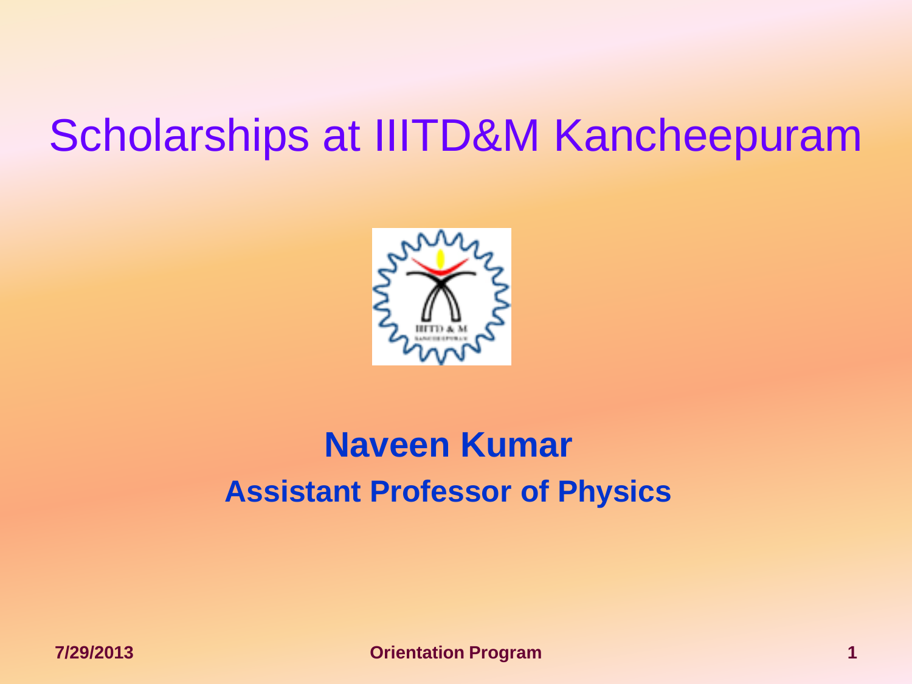# Scholarships at IIITD&M Kancheepuram

**Naveen Kumar**

**Assistant Professor of Physics**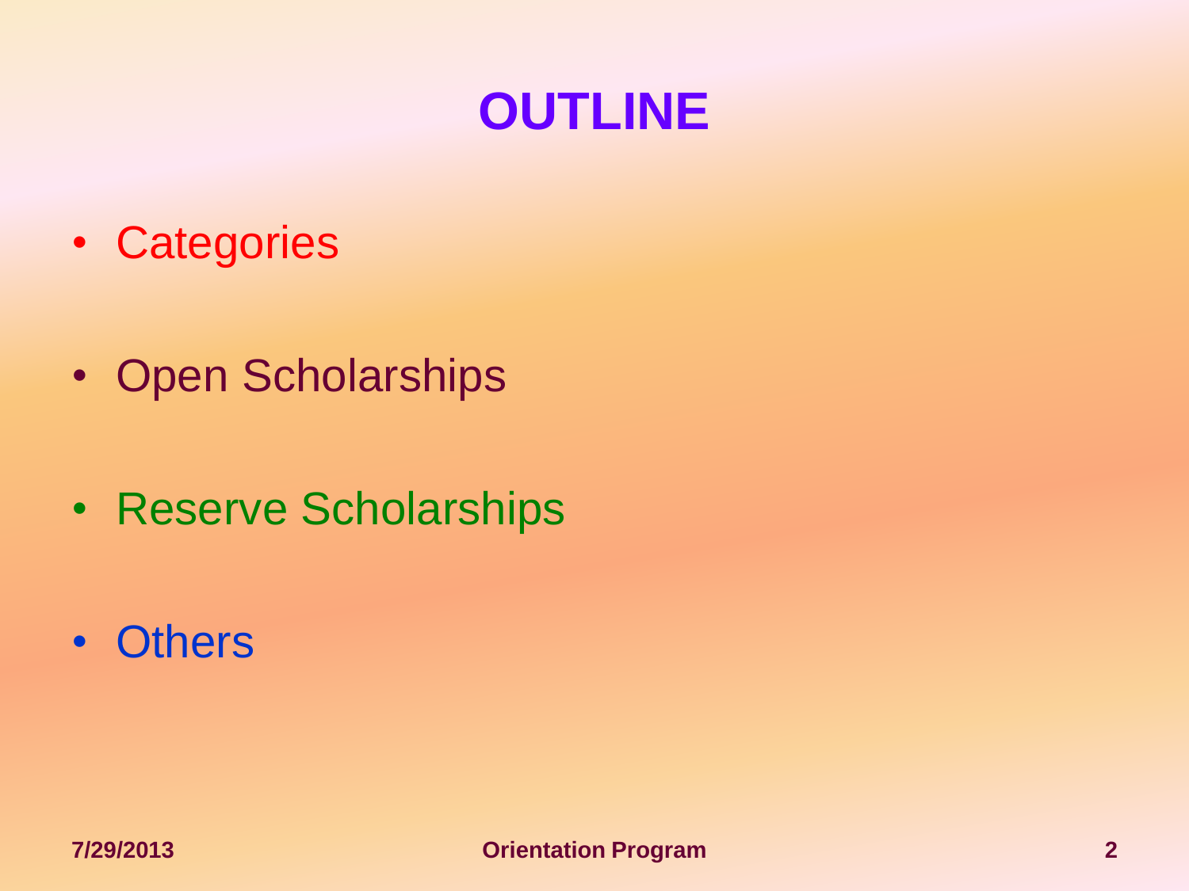# OUTLINE

- Categories
- Open Scholarships
- Reserve Scholarships
- Others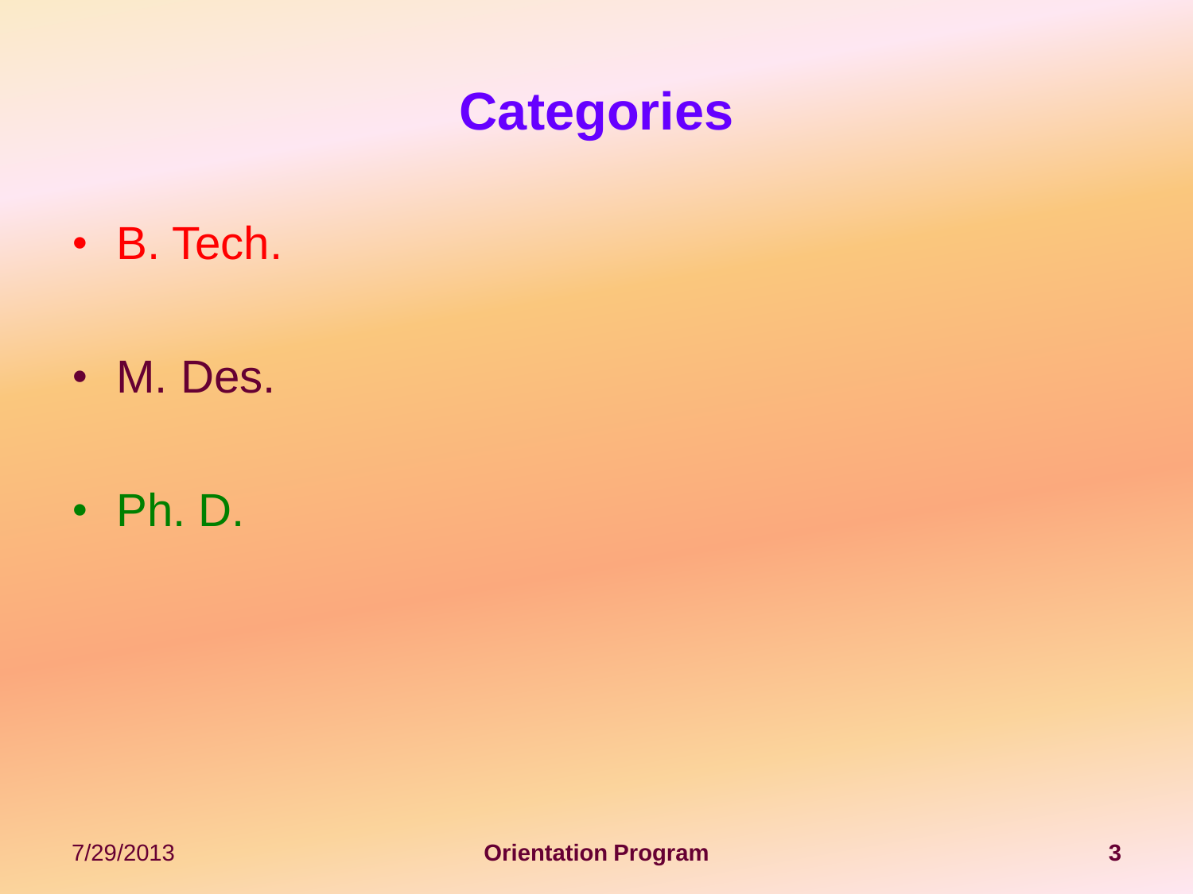# Categories

- B. Tech.
- M. Des.
- Ph. D.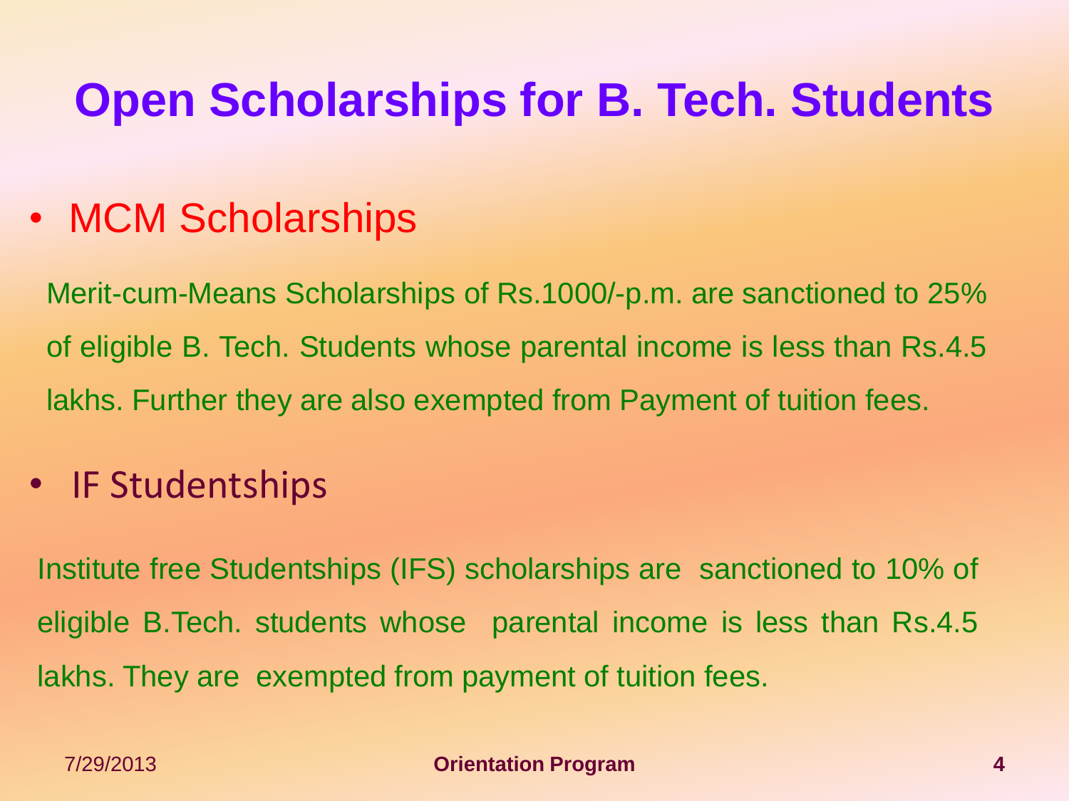# Open Scholarships for B. Tech. Students

- MCM Scholarships

Merit-cum-Means Scholarships of Rs.1000/-p.m. are sanctioned to 25% of eligible B. Tech. Students whose parental income is less than Rs.4.5 lakhs. Further they are also exempted from Payment of tuition fees.

- IF Studentships

Institute free Studentships (IFS) scholarships are sanctioned to 10% of eligible B.Tech. students whose parental income is less than Rs.4.5 lakhs. They are exempted from payment of tuition fees.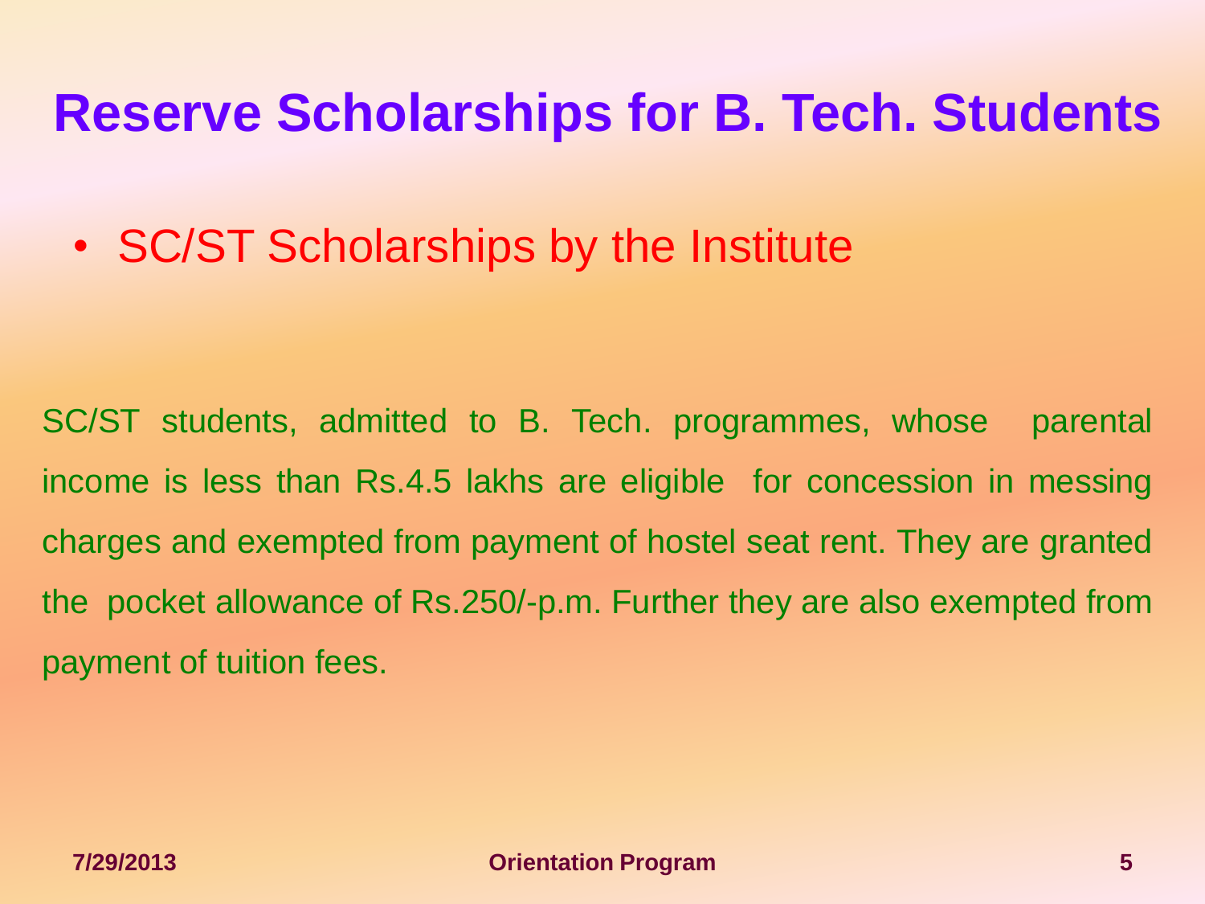# Reserve Scholarships for B. Tech. Students

- SC/ST Scholarships by the Institute

SC/ST students, admitted to B. Tech. programmes, whose parental income is less than Rs.4.5 lakhs are eligible for concession in messing charges and exempted from payment of hostel seat rent. They are granted the pocket allowance of Rs.250/-p.m. Further they are also exempted from payment of tuition fees.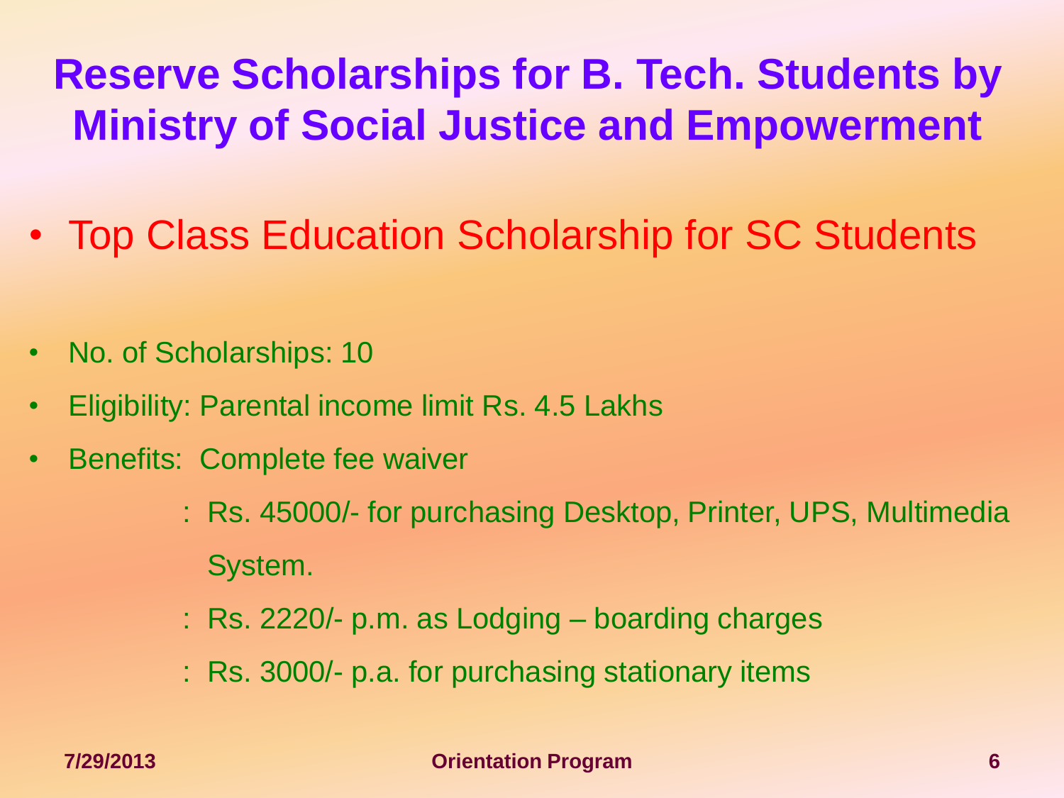# Reserve Scholarships for B. Tech. Students by Ministry of Social Justice and Empowerment

- Top Class Education Scholarship for SC Students

- No. of Scholarships: 10
- Eligibility: Parental income limit Rs. 4.5 Lakhs
- Benefits: Complete fee waiver
  - : Rs. 45000/- for purchasing Desktop, Printer, UPS, Multimedia System.
  - : Rs. 2220/- p.m. as Lodging – boarding charges
  - : Rs. 3000/- p.a. for purchasing stationary items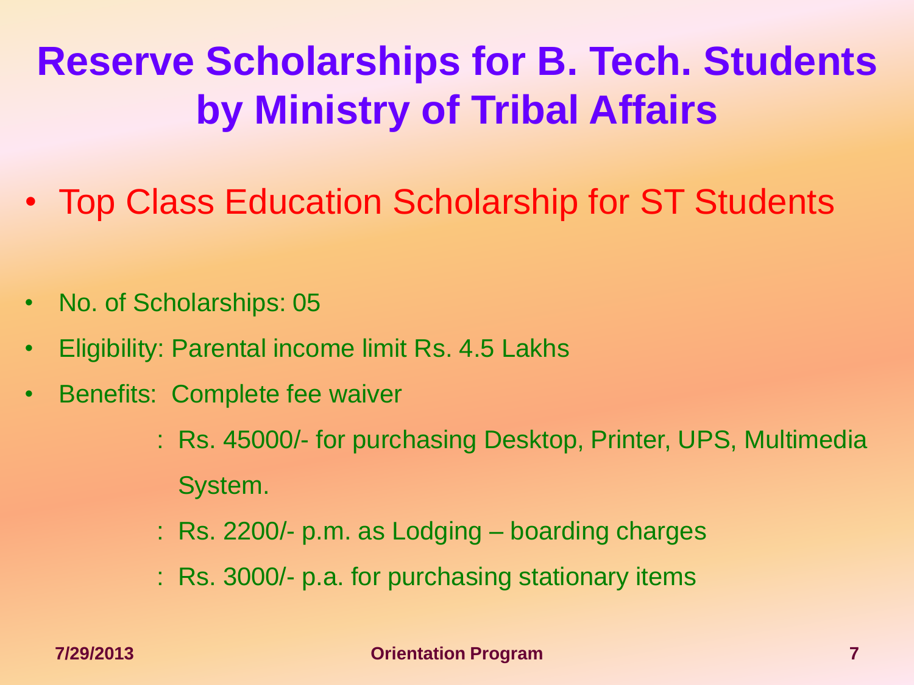# Reserve Scholarships for B. Tech. Students by Ministry of Tribal Affairs

- Top Class Education Scholarship for ST Students

- No. of Scholarships: 05
- Eligibility: Parental income limit Rs. 4.5 Lakhs
- Benefits: Complete fee waiver

  : Rs. 45000/- for purchasing Desktop, Printer, UPS, Multimedia System.

  : Rs. 2200/- p.m. as Lodging – boarding charges

  : Rs. 3000/- p.a. for purchasing stationary items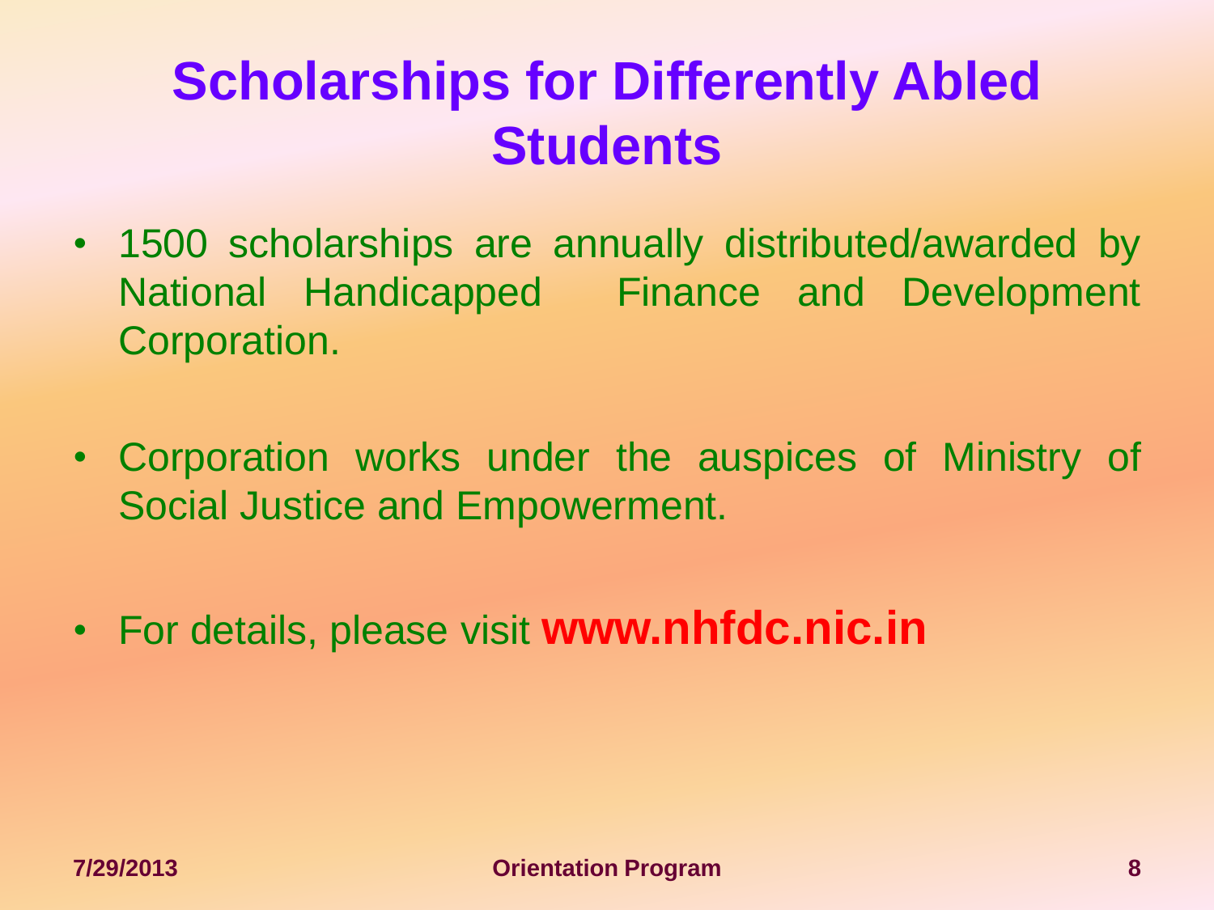# Scholarships for Differently Abled Students

- 1500 scholarships are annually distributed/awarded by National Handicapped Finance and Development Corporation.
- Corporation works under the auspices of Ministry of Social Justice and Empowerment.
- For details, please visit **www.nhfdc.nic.in**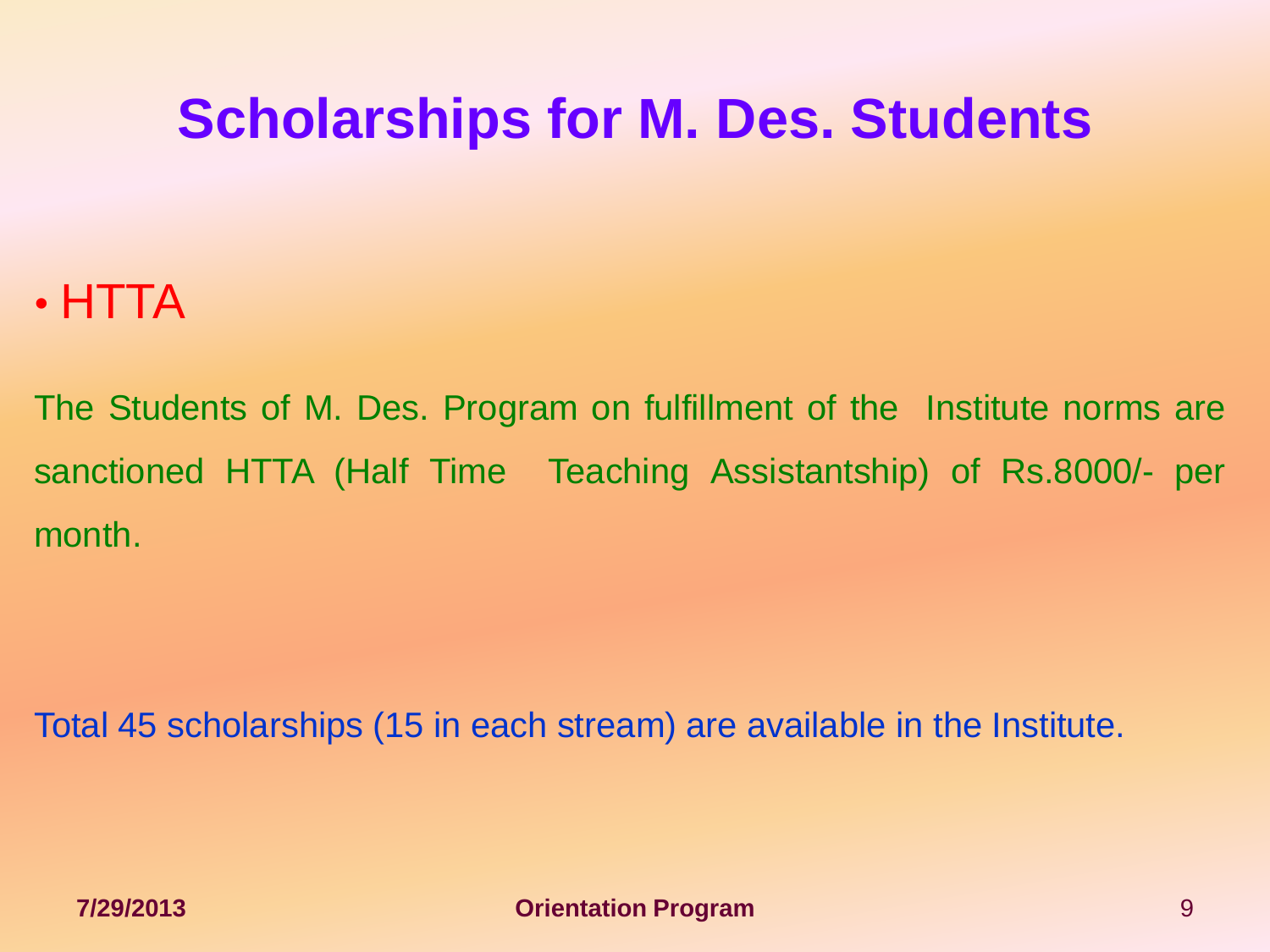# Scholarships for M. Des. Students

- HTTA

The Students of M. Des. Program on fulfillment of the Institute norms are sanctioned HTTA (Half Time Teaching Assistantship) of Rs.8000/- per month.

Total 45 scholarships (15 in each stream) are available in the Institute.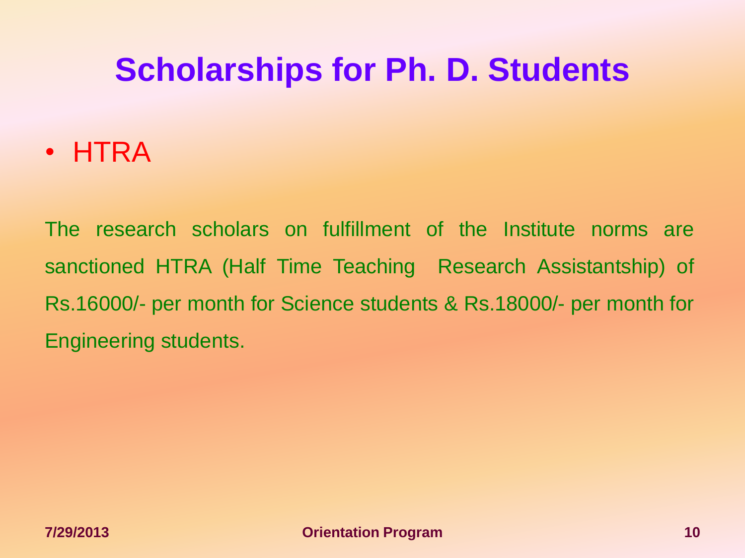# Scholarships for Ph. D. Students

- HTRA

The research scholars on fulfillment of the Institute norms are sanctioned HTRA (Half Time Teaching  Research Assistantship) of Rs.16000/- per month for Science students & Rs.18000/- per month for Engineering students.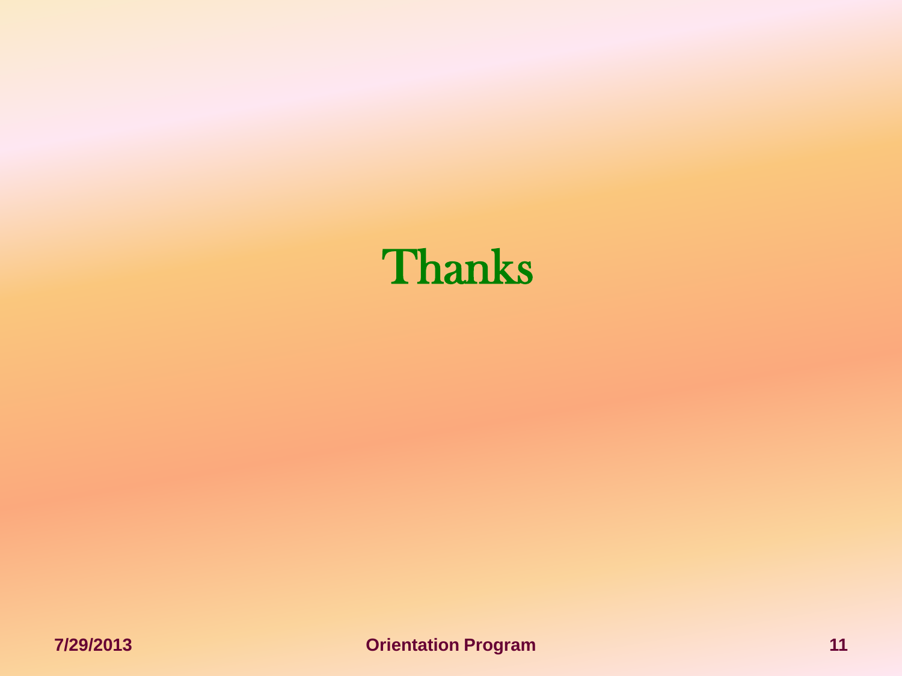# Thanks